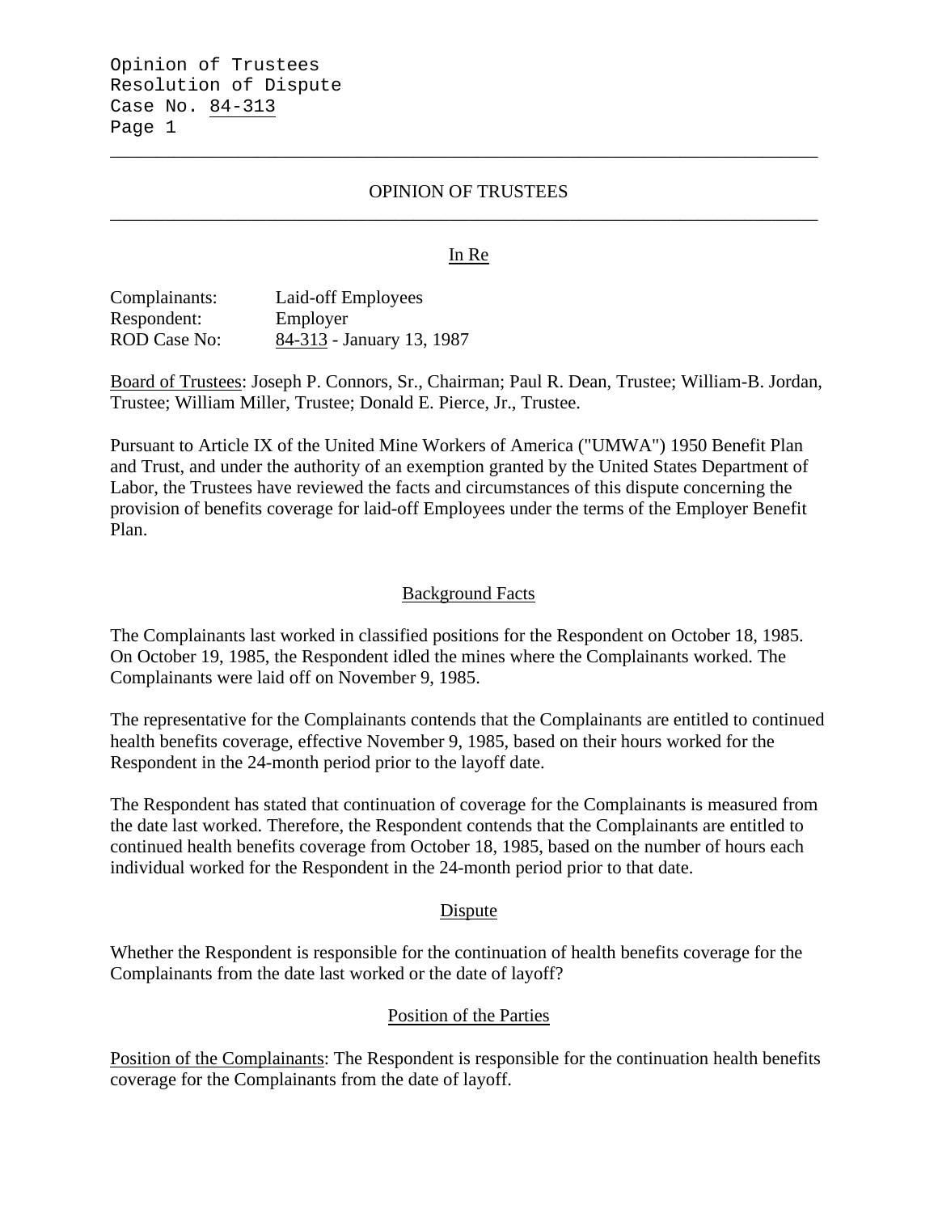## OPINION OF TRUSTEES

### In Re

Complainants: Laid-off Employees
Respondent: Employer
ROD Case No: 84-313 - January 13, 1987

Board of Trustees: Joseph P. Connors, Sr., Chairman; Paul R. Dean, Trustee; William-B. Jordan, Trustee; William Miller, Trustee; Donald E. Pierce, Jr., Trustee.

Pursuant to Article IX of the United Mine Workers of America ("UMWA") 1950 Benefit Plan and Trust, and under the authority of an exemption granted by the United States Department of Labor, the Trustees have reviewed the facts and circumstances of this dispute concerning the provision of benefits coverage for laid-off Employees under the terms of the Employer Benefit Plan.

### Background Facts

The Complainants last worked in classified positions for the Respondent on October 18, 1985. On October 19, 1985, the Respondent idled the mines where the Complainants worked. The Complainants were laid off on November 9, 1985.

The representative for the Complainants contends that the Complainants are entitled to continued health benefits coverage, effective November 9, 1985, based on their hours worked for the Respondent in the 24-month period prior to the layoff date.

The Respondent has stated that continuation of coverage for the Complainants is measured from the date last worked. Therefore, the Respondent contends that the Complainants are entitled to continued health benefits coverage from October 18, 1985, based on the number of hours each individual worked for the Respondent in the 24-month period prior to that date.

### Dispute

Whether the Respondent is responsible for the continuation of health benefits coverage for the Complainants from the date last worked or the date of layoff?

### Position of the Parties

Position of the Complainants: The Respondent is responsible for the continuation health benefits coverage for the Complainants from the date of layoff.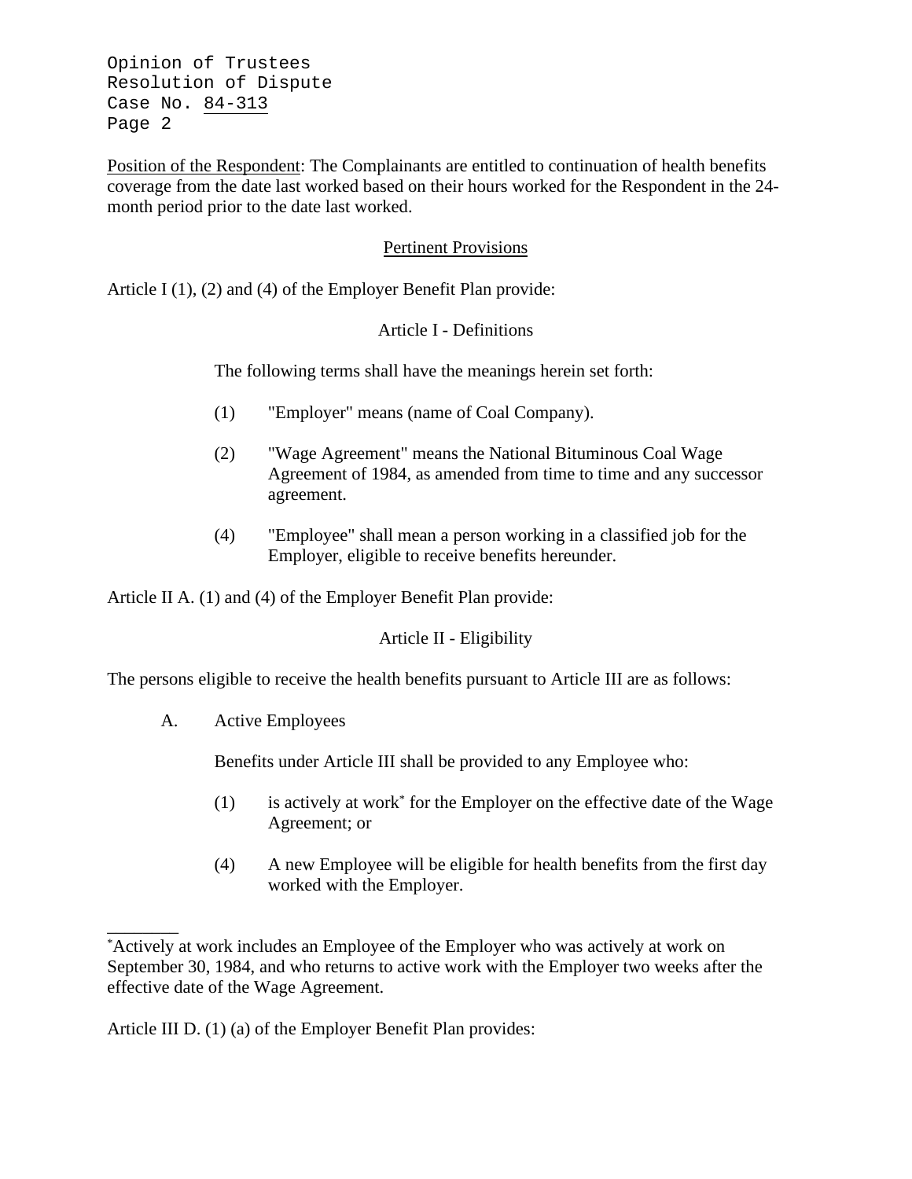Position of the Respondent: The Complainants are entitled to continuation of health benefits coverage from the date last worked based on their hours worked for the Respondent in the 24-month period prior to the date last worked.

## Pertinent Provisions

Article I (1), (2) and (4) of the Employer Benefit Plan provide:

### Article I - Definitions

The following terms shall have the meanings herein set forth:

(1) "Employer" means (name of Coal Company).

(2) "Wage Agreement" means the National Bituminous Coal Wage Agreement of 1984, as amended from time to time and any successor agreement.

(4) "Employee" shall mean a person working in a classified job for the Employer, eligible to receive benefits hereunder.

Article II A. (1) and (4) of the Employer Benefit Plan provide:

### Article II - Eligibility

The persons eligible to receive the health benefits pursuant to Article III are as follows:

A. Active Employees

Benefits under Article III shall be provided to any Employee who:

(1) is actively at work* for the Employer on the effective date of the Wage Agreement; or

(4) A new Employee will be eligible for health benefits from the first day worked with the Employer.

---

*Actively at work includes an Employee of the Employer who was actively at work on September 30, 1984, and who returns to active work with the Employer two weeks after the effective date of the Wage Agreement.

Article III D. (1) (a) of the Employer Benefit Plan provides: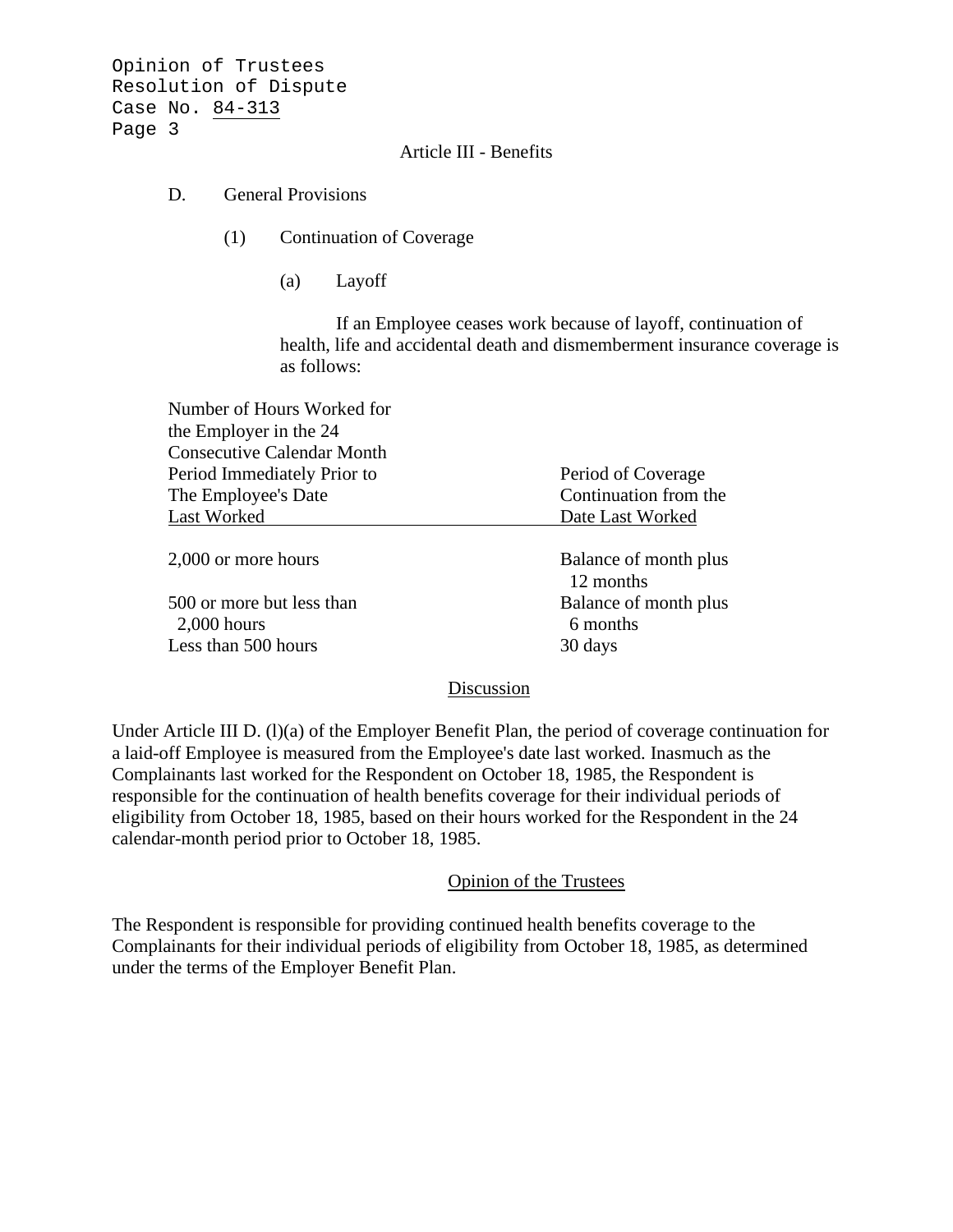Article III - Benefits

D. General Provisions

(1) Continuation of Coverage

(a) Layoff

If an Employee ceases work because of layoff, continuation of health, life and accidental death and dismemberment insurance coverage is as follows:

| Number of Hours Worked for the Employer in the 24 Consecutive Calendar Month Period Immediately Prior to The Employee's Date Last Worked | Period of Coverage Continuation from the Date Last Worked |
| --- | --- |
| 2,000 or more hours | Balance of month plus 12 months |
| 500 or more but less than 2,000 hours | Balance of month plus 6 months |
| Less than 500 hours | 30 days |

## Discussion

Under Article III D. (l)(a) of the Employer Benefit Plan, the period of coverage continuation for a laid-off Employee is measured from the Employee's date last worked. Inasmuch as the Complainants last worked for the Respondent on October 18, 1985, the Respondent is responsible for the continuation of health benefits coverage for their individual periods of eligibility from October 18, 1985, based on their hours worked for the Respondent in the 24 calendar-month period prior to October 18, 1985.

## Opinion of the Trustees

The Respondent is responsible for providing continued health benefits coverage to the Complainants for their individual periods of eligibility from October 18, 1985, as determined under the terms of the Employer Benefit Plan.